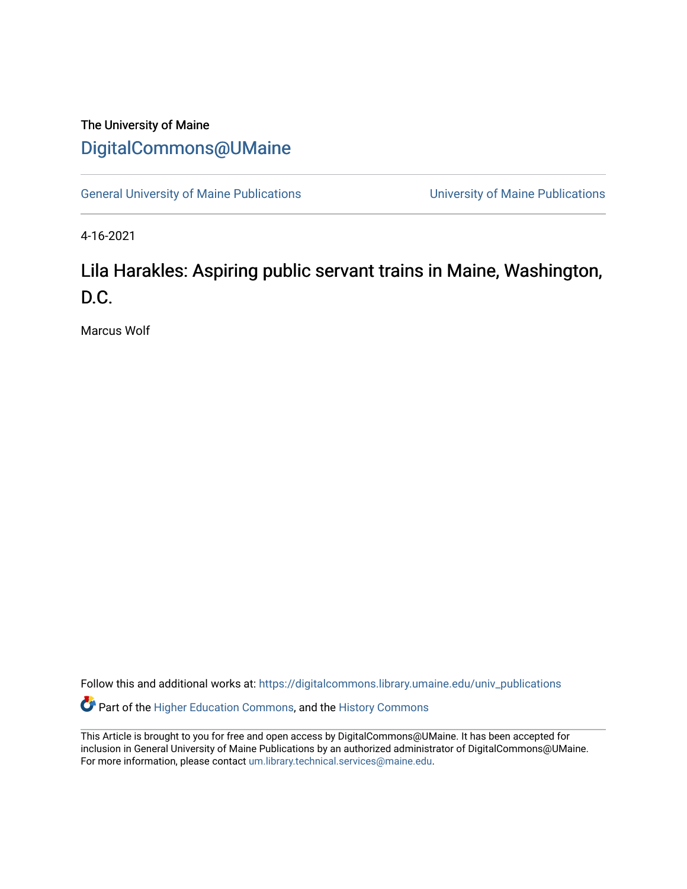The University of Maine

DigitalCommons@UMaine

General University of Maine Publications | University of Maine Publications

4-16-2021

# Lila Harakles: Aspiring public servant trains in Maine, Washington, D.C.

Marcus Wolf

Follow this and additional works at: https://digitalcommons.library.umaine.edu/univ_publications

Part of the Higher Education Commons, and the History Commons

This Article is brought to you for free and open access by DigitalCommons@UMaine. It has been accepted for inclusion in General University of Maine Publications by an authorized administrator of DigitalCommons@UMaine. For more information, please contact um.library.technical.services@maine.edu.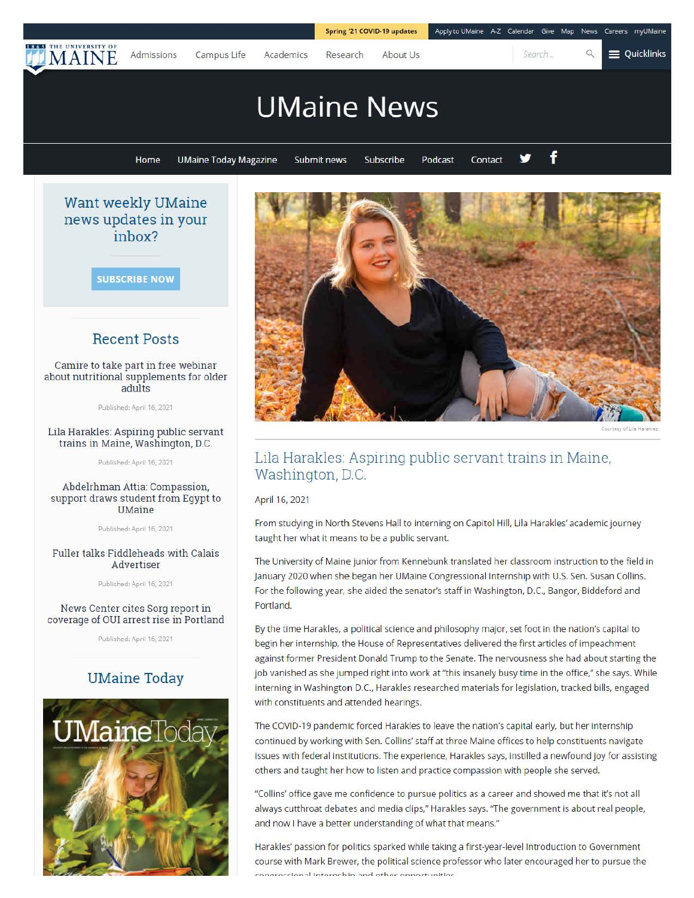Spring '21 COVID-19 updates | Apply to UMaine | A-Z | Calendar | Give | Map | News | Careers | myUMaine

THE UNIVERSITY OF MAINE

Admissions | Campus Life | Academics | Research | About Us

Search... | Quicklinks

# UMaine News

Home | UMaine Today Magazine | Submit news | Subscribe | Podcast | Contact

Want weekly UMaine news updates in your inbox?

SUBSCRIBE NOW

## Recent Posts

Camire to take part in free webinar about nutritional supplements for older adults

Published: April 16, 2021

Lila Harakles: Aspiring public servant trains in Maine, Washington, D.C.

Published: April 16, 2021

Abdelrhman Attia: Compassion, support draws student from Egypt to UMaine

Published: April 16, 2021

Fuller talks Fiddleheads with Calais Advertiser

Published: April 16, 2021

News Center cites Sorg report in coverage of OUI arrest rise in Portland

Published: April 16, 2021

## UMaine Today

Courtesy of Lila Harakles

## Lila Harakles: Aspiring public servant trains in Maine, Washington, D.C.

April 16, 2021

From studying in North Stevens Hall to interning on Capitol Hill, Lila Harakles' academic journey taught her what it means to be a public servant.

The University of Maine junior from Kennebunk translated her classroom instruction to the field in January 2020 when she began her UMaine Congressional Internship with U.S. Sen. Susan Collins. For the following year, she aided the senator's staff in Washington, D.C., Bangor, Biddeford and Portland.

By the time Harakles, a political science and philosophy major, set foot in the nation's capital to begin her internship, the House of Representatives delivered the first articles of impeachment against former President Donald Trump to the Senate. The nervousness she had about starting the job vanished as she jumped right into work at "this insanely busy time in the office," she says. While interning in Washington D.C., Harakles researched materials for legislation, tracked bills, engaged with constituents and attended hearings.

The COVID-19 pandemic forced Harakles to leave the nation's capital early, but her internship continued by working with Sen. Collins' staff at three Maine offices to help constituents navigate issues with federal institutions. The experience, Harakles says, instilled a newfound joy for assisting others and taught her how to listen and practice compassion with people she served.

"Collins' office gave me confidence to pursue politics as a career and showed me that it's not all always cutthroat debates and media clips," Harakles says. "The government is about real people, and now I have a better understanding of what that means."

Harakles' passion for politics sparked while taking a first-year-level Introduction to Government course with Mark Brewer, the political science professor who later encouraged her to pursue the congressional internship and other opportunities.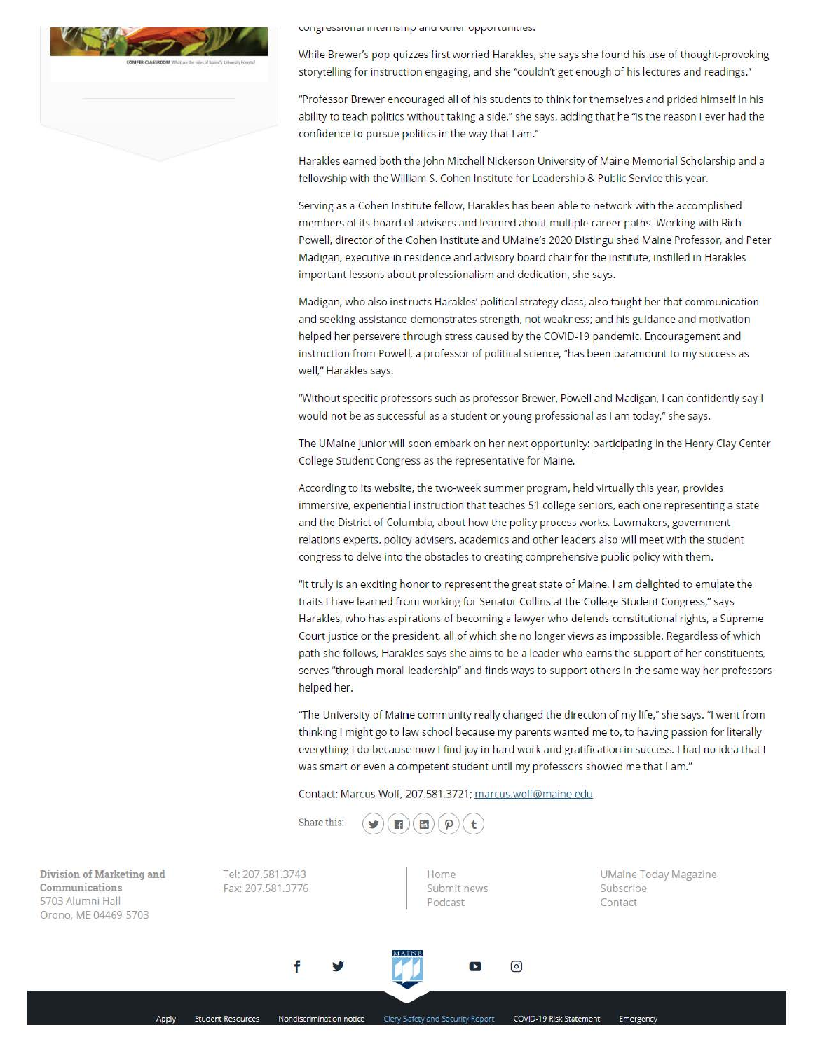congressional internship and other opportunities.

While Brewer's pop quizzes first worried Harakles, she says she found his use of thought-provoking storytelling for instruction engaging, and she "couldn't get enough of his lectures and readings."

"Professor Brewer encouraged all of his students to think for themselves and prided himself in his ability to teach politics without taking a side," she says, adding that he "is the reason I ever had the confidence to pursue politics in the way that I am."

Harakles earned both the John Mitchell Nickerson University of Maine Memorial Scholarship and a fellowship with the William S. Cohen Institute for Leadership & Public Service this year.

Serving as a Cohen Institute fellow, Harakles has been able to network with the accomplished members of its board of advisers and learned about multiple career paths. Working with Rich Powell, director of the Cohen Institute and UMaine's 2020 Distinguished Maine Professor, and Peter Madigan, executive in residence and advisory board chair for the institute, instilled in Harakles important lessons about professionalism and dedication, she says.

Madigan, who also instructs Harakles' political strategy class, also taught her that communication and seeking assistance demonstrates strength, not weakness; and his guidance and motivation helped her persevere through stress caused by the COVID-19 pandemic. Encouragement and instruction from Powell, a professor of political science, "has been paramount to my success as well," Harakles says.

"Without specific professors such as professor Brewer, Powell and Madigan, I can confidently say I would not be as successful as a student or young professional as I am today," she says.

The UMaine junior will soon embark on her next opportunity: participating in the Henry Clay Center College Student Congress as the representative for Maine.

According to its website, the two-week summer program, held virtually this year, provides immersive, experiential instruction that teaches 51 college seniors, each one representing a state and the District of Columbia, about how the policy process works. Lawmakers, government relations experts, policy advisers, academics and other leaders also will meet with the student congress to delve into the obstacles to creating comprehensive public policy with them.

"It truly is an exciting honor to represent the great state of Maine. I am delighted to emulate the traits I have learned from working for Senator Collins at the College Student Congress," says Harakles, who has aspirations of becoming a lawyer who defends constitutional rights, a Supreme Court justice or the president, all of which she no longer views as impossible. Regardless of which path she follows, Harakles says she aims to be a leader who earns the support of her constituents, serves "through moral leadership" and finds ways to support others in the same way her professors helped her.

"The University of Maine community really changed the direction of my life," she says. "I went from thinking I might go to law school because my parents wanted me to, to having passion for literally everything I do because now I find joy in hard work and gratification in success. I had no idea that I was smart or even a competent student until my professors showed me that I am."

Contact: Marcus Wolf, 207.581.3721; marcus.wolf@maine.edu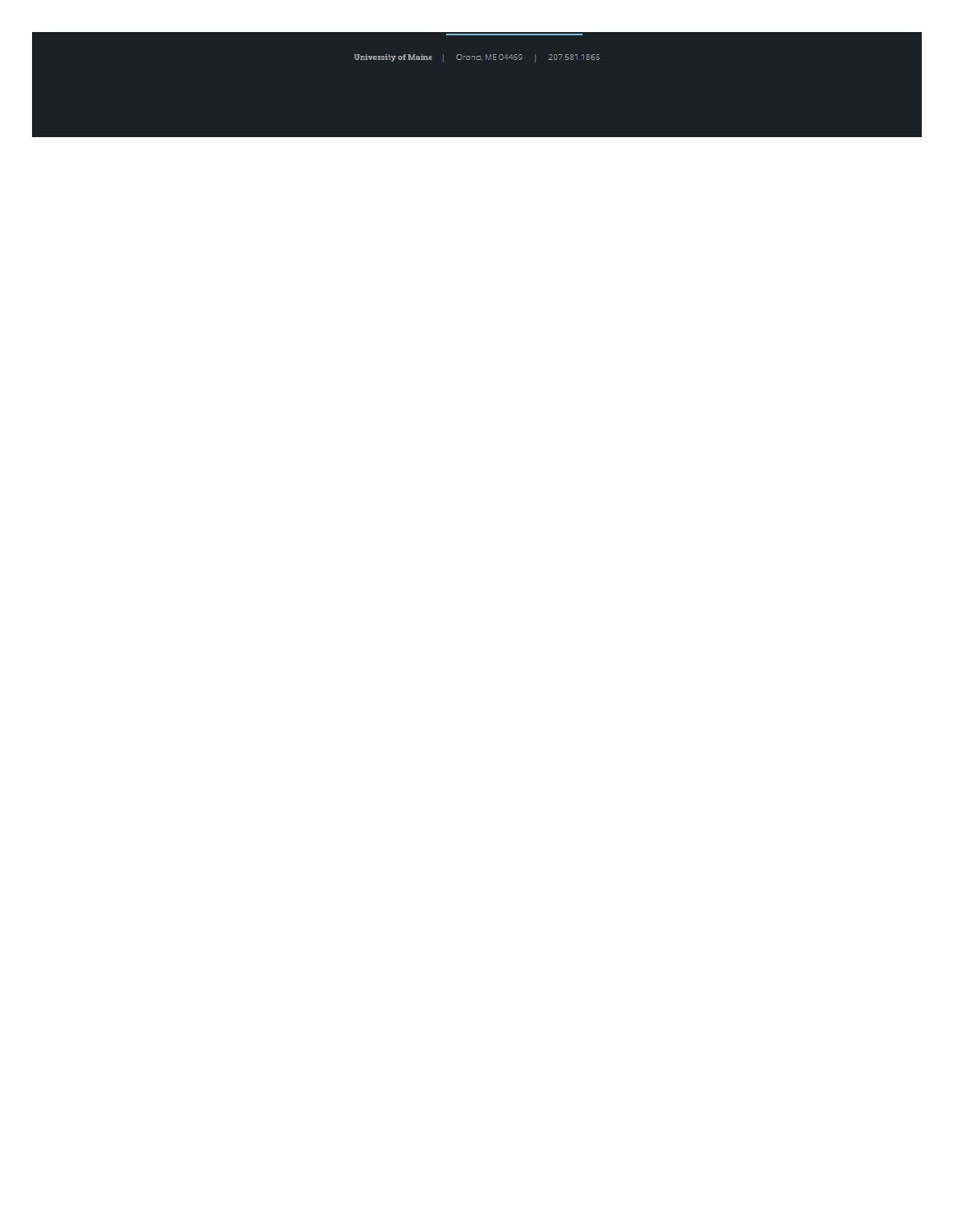University of Maine | Orono, ME 04469 | 207.581.1865